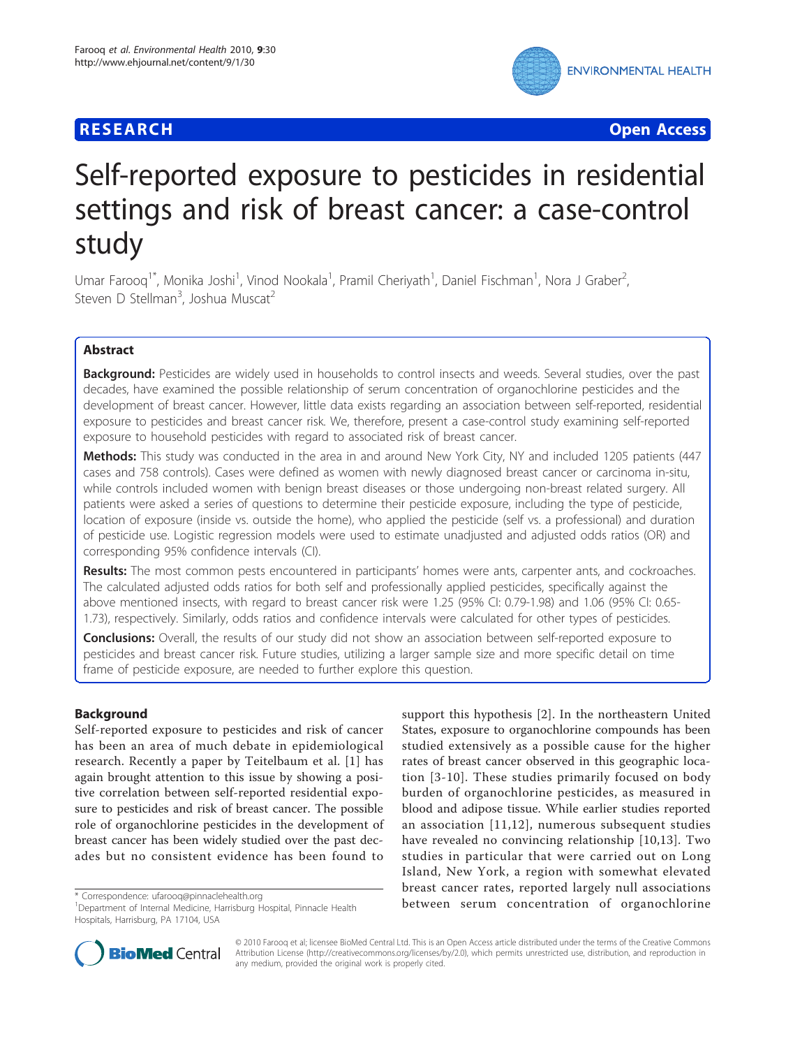**RESEARCH** **Open Access**

# Self-reported exposure to pesticides in residential settings and risk of breast cancer: a case-control study

Umar Farooq[1*], Monika Joshi[1], Vinod Nookala[1], Pramil Cheriyath[1], Daniel Fischman[1], Nora J Graber[2], Steven D Stellman[3], Joshua Muscat[2]

## Abstract

**Background:** Pesticides are widely used in households to control insects and weeds. Several studies, over the past decades, have examined the possible relationship of serum concentration of organochlorine pesticides and the development of breast cancer. However, little data exists regarding an association between self-reported, residential exposure to pesticides and breast cancer risk. We, therefore, present a case-control study examining self-reported exposure to household pesticides with regard to associated risk of breast cancer.

**Methods:** This study was conducted in the area in and around New York City, NY and included 1205 patients (447 cases and 758 controls). Cases were defined as women with newly diagnosed breast cancer or carcinoma in-situ, while controls included women with benign breast diseases or those undergoing non-breast related surgery. All patients were asked a series of questions to determine their pesticide exposure, including the type of pesticide, location of exposure (inside vs. outside the home), who applied the pesticide (self vs. a professional) and duration of pesticide use. Logistic regression models were used to estimate unadjusted and adjusted odds ratios (OR) and corresponding 95% confidence intervals (CI).

**Results:** The most common pests encountered in participants' homes were ants, carpenter ants, and cockroaches. The calculated adjusted odds ratios for both self and professionally applied pesticides, specifically against the above mentioned insects, with regard to breast cancer risk were 1.25 (95% CI: 0.79-1.98) and 1.06 (95% CI: 0.65-1.73), respectively. Similarly, odds ratios and confidence intervals were calculated for other types of pesticides.

**Conclusions:** Overall, the results of our study did not show an association between self-reported exposure to pesticides and breast cancer risk. Future studies, utilizing a larger sample size and more specific detail on time frame of pesticide exposure, are needed to further explore this question.

## Background

Self-reported exposure to pesticides and risk of cancer has been an area of much debate in epidemiological research. Recently a paper by Teitelbaum et al. [1] has again brought attention to this issue by showing a positive correlation between self-reported residential exposure to pesticides and risk of breast cancer. The possible role of organochlorine pesticides in the development of breast cancer has been widely studied over the past decades but no consistent evidence has been found to support this hypothesis [2]. In the northeastern United States, exposure to organochlorine compounds has been studied extensively as a possible cause for the higher rates of breast cancer observed in this geographic location [3-10]. These studies primarily focused on body burden of organochlorine pesticides, as measured in blood and adipose tissue. While earlier studies reported an association [11,12], numerous subsequent studies have revealed no convincing relationship [10,13]. Two studies in particular that were carried out on Long Island, New York, a region with somewhat elevated breast cancer rates, reported largely null associations between serum concentration of organochlorine

\* Correspondence: ufarooq@pinnaclehealth.org
[1]Department of Internal Medicine, Harrisburg Hospital, Pinnacle Health Hospitals, Harrisburg, PA 17104, USA

© 2010 Farooq et al; licensee BioMed Central Ltd. This is an Open Access article distributed under the terms of the Creative Commons Attribution License (http://creativecommons.org/licenses/by/2.0), which permits unrestricted use, distribution, and reproduction in any medium, provided the original work is properly cited.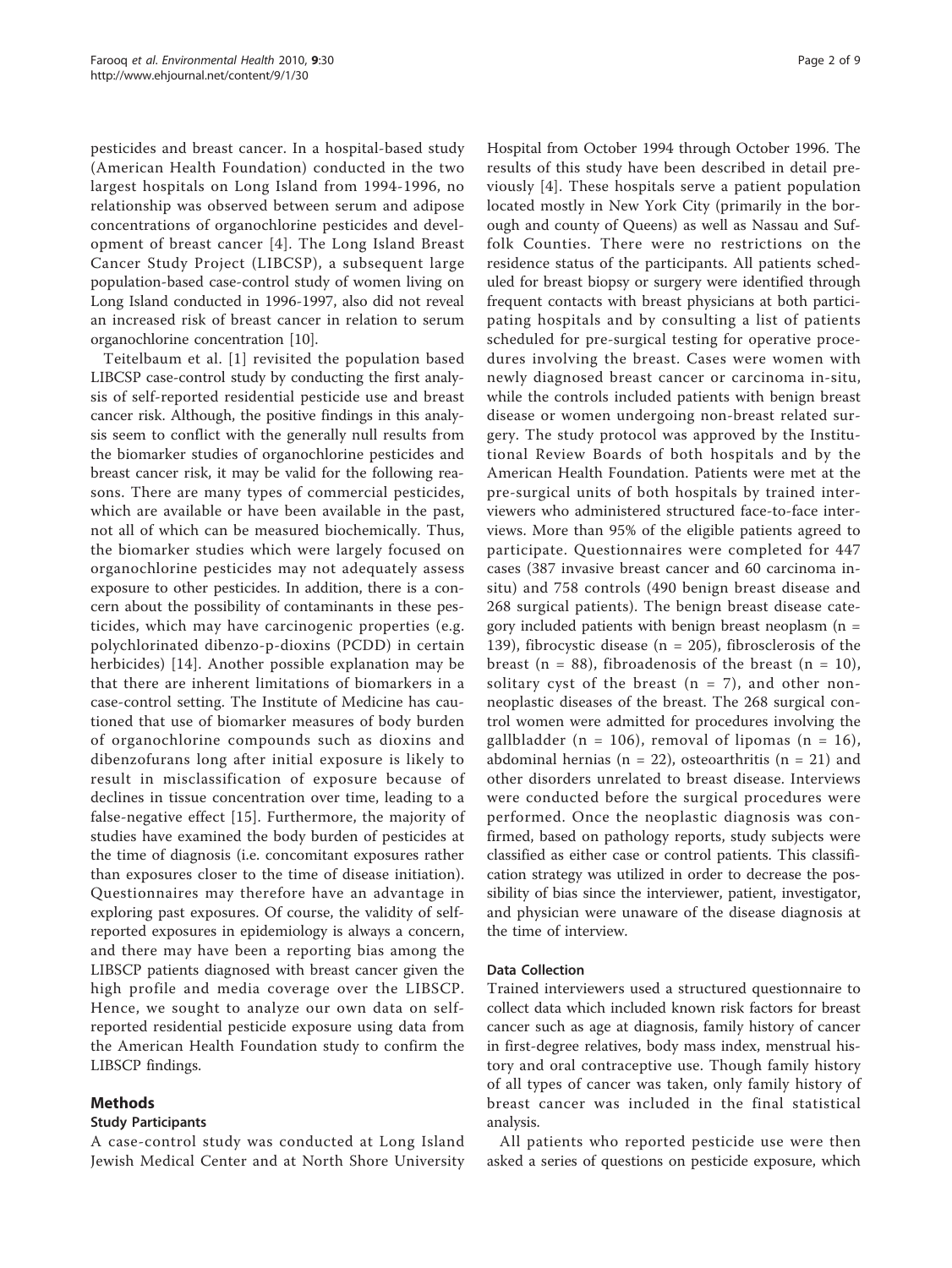pesticides and breast cancer. In a hospital-based study (American Health Foundation) conducted in the two largest hospitals on Long Island from 1994-1996, no relationship was observed between serum and adipose concentrations of organochlorine pesticides and development of breast cancer [4]. The Long Island Breast Cancer Study Project (LIBCSP), a subsequent large population-based case-control study of women living on Long Island conducted in 1996-1997, also did not reveal an increased risk of breast cancer in relation to serum organochlorine concentration [10].

Teitelbaum et al. [1] revisited the population based LIBCSP case-control study by conducting the first analysis of self-reported residential pesticide use and breast cancer risk. Although, the positive findings in this analysis seem to conflict with the generally null results from the biomarker studies of organochlorine pesticides and breast cancer risk, it may be valid for the following reasons. There are many types of commercial pesticides, which are available or have been available in the past, not all of which can be measured biochemically. Thus, the biomarker studies which were largely focused on organochlorine pesticides may not adequately assess exposure to other pesticides. In addition, there is a concern about the possibility of contaminants in these pesticides, which may have carcinogenic properties (e.g. polychlorinated dibenzo-p-dioxins (PCDD) in certain herbicides) [14]. Another possible explanation may be that there are inherent limitations of biomarkers in a case-control setting. The Institute of Medicine has cautioned that use of biomarker measures of body burden of organochlorine compounds such as dioxins and dibenzofurans long after initial exposure is likely to result in misclassification of exposure because of declines in tissue concentration over time, leading to a false-negative effect [15]. Furthermore, the majority of studies have examined the body burden of pesticides at the time of diagnosis (i.e. concomitant exposures rather than exposures closer to the time of disease initiation). Questionnaires may therefore have an advantage in exploring past exposures. Of course, the validity of self-reported exposures in epidemiology is always a concern, and there may have been a reporting bias among the LIBSCP patients diagnosed with breast cancer given the high profile and media coverage over the LIBSCP. Hence, we sought to analyze our own data on self-reported residential pesticide exposure using data from the American Health Foundation study to confirm the LIBSCP findings.

## Methods

### Study Participants

A case-control study was conducted at Long Island Jewish Medical Center and at North Shore University Hospital from October 1994 through October 1996. The results of this study have been described in detail previously [4]. These hospitals serve a patient population located mostly in New York City (primarily in the borough and county of Queens) as well as Nassau and Suffolk Counties. There were no restrictions on the residence status of the participants. All patients scheduled for breast biopsy or surgery were identified through frequent contacts with breast physicians at both participating hospitals and by consulting a list of patients scheduled for pre-surgical testing for operative procedures involving the breast. Cases were women with newly diagnosed breast cancer or carcinoma in-situ, while the controls included patients with benign breast disease or women undergoing non-breast related surgery. The study protocol was approved by the Institutional Review Boards of both hospitals and by the American Health Foundation. Patients were met at the pre-surgical units of both hospitals by trained interviewers who administered structured face-to-face interviews. More than 95% of the eligible patients agreed to participate. Questionnaires were completed for 447 cases (387 invasive breast cancer and 60 carcinoma in-situ) and 758 controls (490 benign breast disease and 268 surgical patients). The benign breast disease category included patients with benign breast neoplasm (n = 139), fibrocystic disease (n = 205), fibrosclerosis of the breast (n = 88), fibroadenosis of the breast (n = 10), solitary cyst of the breast (n = 7), and other non-neoplastic diseases of the breast. The 268 surgical control women were admitted for procedures involving the gallbladder (n = 106), removal of lipomas (n = 16), abdominal hernias (n = 22), osteoarthritis (n = 21) and other disorders unrelated to breast disease. Interviews were conducted before the surgical procedures were performed. Once the neoplastic diagnosis was confirmed, based on pathology reports, study subjects were classified as either case or control patients. This classification strategy was utilized in order to decrease the possibility of bias since the interviewer, patient, investigator, and physician were unaware of the disease diagnosis at the time of interview.

### Data Collection

Trained interviewers used a structured questionnaire to collect data which included known risk factors for breast cancer such as age at diagnosis, family history of cancer in first-degree relatives, body mass index, menstrual history and oral contraceptive use. Though family history of all types of cancer was taken, only family history of breast cancer was included in the final statistical analysis.

All patients who reported pesticide use were then asked a series of questions on pesticide exposure, which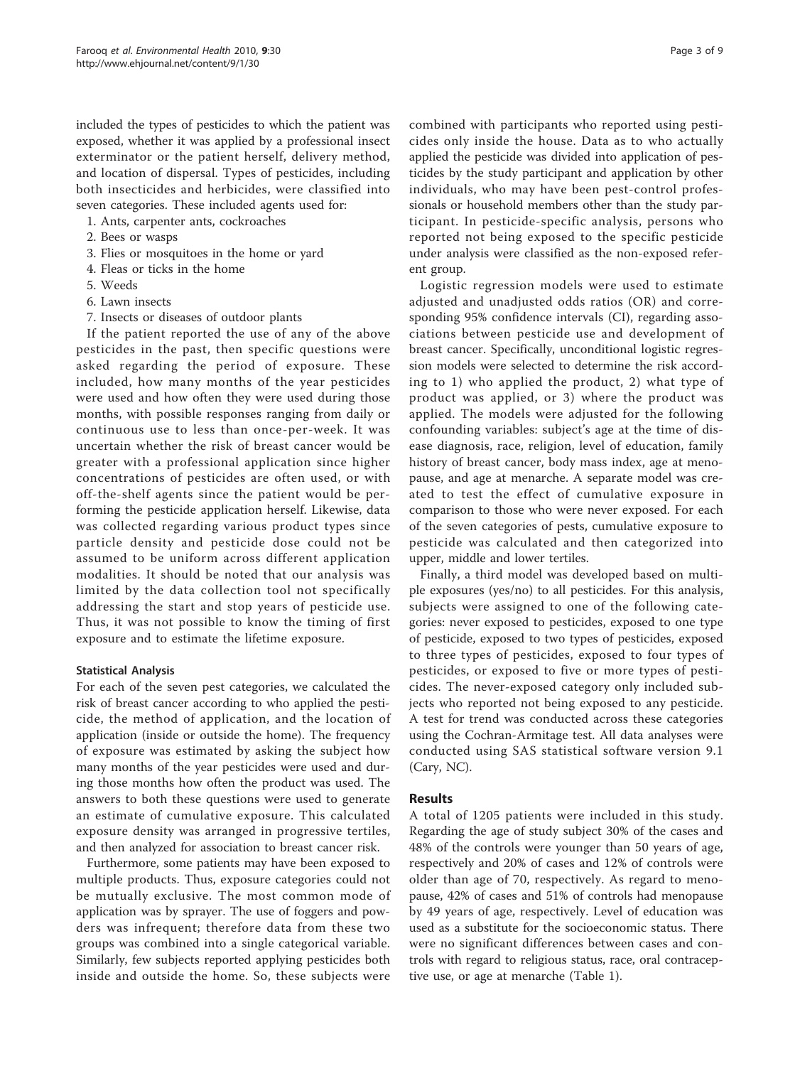included the types of pesticides to which the patient was exposed, whether it was applied by a professional insect exterminator or the patient herself, delivery method, and location of dispersal. Types of pesticides, including both insecticides and herbicides, were classified into seven categories. These included agents used for:

1. Ants, carpenter ants, cockroaches
2. Bees or wasps
3. Flies or mosquitoes in the home or yard
4. Fleas or ticks in the home
5. Weeds
6. Lawn insects
7. Insects or diseases of outdoor plants

If the patient reported the use of any of the above pesticides in the past, then specific questions were asked regarding the period of exposure. These included, how many months of the year pesticides were used and how often they were used during those months, with possible responses ranging from daily or continuous use to less than once-per-week. It was uncertain whether the risk of breast cancer would be greater with a professional application since higher concentrations of pesticides are often used, or with off-the-shelf agents since the patient would be performing the pesticide application herself. Likewise, data was collected regarding various product types since particle density and pesticide dose could not be assumed to be uniform across different application modalities. It should be noted that our analysis was limited by the data collection tool not specifically addressing the start and stop years of pesticide use. Thus, it was not possible to know the timing of first exposure and to estimate the lifetime exposure.

### Statistical Analysis

For each of the seven pest categories, we calculated the risk of breast cancer according to who applied the pesticide, the method of application, and the location of application (inside or outside the home). The frequency of exposure was estimated by asking the subject how many months of the year pesticides were used and during those months how often the product was used. The answers to both these questions were used to generate an estimate of cumulative exposure. This calculated exposure density was arranged in progressive tertiles, and then analyzed for association to breast cancer risk.

Furthermore, some patients may have been exposed to multiple products. Thus, exposure categories could not be mutually exclusive. The most common mode of application was by sprayer. The use of foggers and powders was infrequent; therefore data from these two groups was combined into a single categorical variable. Similarly, few subjects reported applying pesticides both inside and outside the home. So, these subjects were combined with participants who reported using pesticides only inside the house. Data as to who actually applied the pesticide was divided into application of pesticides by the study participant and application by other individuals, who may have been pest-control professionals or household members other than the study participant. In pesticide-specific analysis, persons who reported not being exposed to the specific pesticide under analysis were classified as the non-exposed referent group.

Logistic regression models were used to estimate adjusted and unadjusted odds ratios (OR) and corresponding 95% confidence intervals (CI), regarding associations between pesticide use and development of breast cancer. Specifically, unconditional logistic regression models were selected to determine the risk according to 1) who applied the product, 2) what type of product was applied, or 3) where the product was applied. The models were adjusted for the following confounding variables: subject's age at the time of disease diagnosis, race, religion, level of education, family history of breast cancer, body mass index, age at menopause, and age at menarche. A separate model was created to test the effect of cumulative exposure in comparison to those who were never exposed. For each of the seven categories of pests, cumulative exposure to pesticide was calculated and then categorized into upper, middle and lower tertiles.

Finally, a third model was developed based on multiple exposures (yes/no) to all pesticides. For this analysis, subjects were assigned to one of the following categories: never exposed to pesticides, exposed to one type of pesticide, exposed to two types of pesticides, exposed to three types of pesticides, exposed to four types of pesticides, or exposed to five or more types of pesticides. The never-exposed category only included subjects who reported not being exposed to any pesticide. A test for trend was conducted across these categories using the Cochran-Armitage test. All data analyses were conducted using SAS statistical software version 9.1 (Cary, NC).

## Results

A total of 1205 patients were included in this study. Regarding the age of study subject 30% of the cases and 48% of the controls were younger than 50 years of age, respectively and 20% of cases and 12% of controls were older than age of 70, respectively. As regard to menopause, 42% of cases and 51% of controls had menopause by 49 years of age, respectively. Level of education was used as a substitute for the socioeconomic status. There were no significant differences between cases and controls with regard to religious status, race, oral contraceptive use, or age at menarche (Table 1).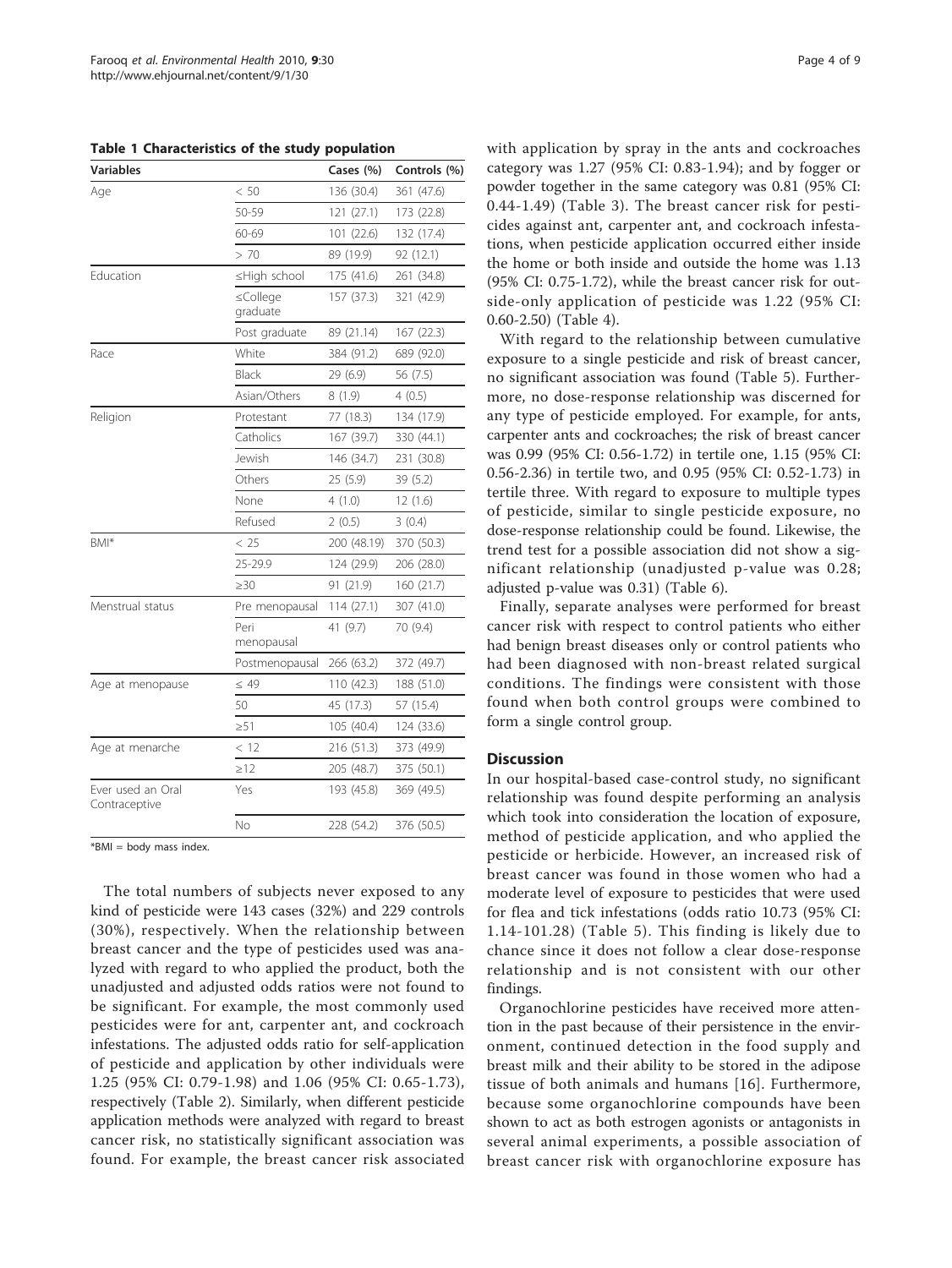**Table 1 Characteristics of the study population**

| Variables | | Cases (%) | Controls (%) |
|---|---|---|---|
| Age | < 50 | 136 (30.4) | 361 (47.6) |
| | 50-59 | 121 (27.1) | 173 (22.8) |
| | 60-69 | 101 (22.6) | 132 (17.4) |
| | > 70 | 89 (19.9) | 92 (12.1) |
| Education | ≤High school | 175 (41.6) | 261 (34.8) |
| | ≤College graduate | 157 (37.3) | 321 (42.9) |
| | Post graduate | 89 (21.14) | 167 (22.3) |
| Race | White | 384 (91.2) | 689 (92.0) |
| | Black | 29 (6.9) | 56 (7.5) |
| | Asian/Others | 8 (1.9) | 4 (0.5) |
| Religion | Protestant | 77 (18.3) | 134 (17.9) |
| | Catholics | 167 (39.7) | 330 (44.1) |
| | Jewish | 146 (34.7) | 231 (30.8) |
| | Others | 25 (5.9) | 39 (5.2) |
| | None | 4 (1.0) | 12 (1.6) |
| | Refused | 2 (0.5) | 3 (0.4) |
| BMI* | < 25 | 200 (48.19) | 370 (50.3) |
| | 25-29.9 | 124 (29.9) | 206 (28.0) |
| | ≥30 | 91 (21.9) | 160 (21.7) |
| Menstrual status | Pre menopausal | 114 (27.1) | 307 (41.0) |
| | Peri menopausal | 41 (9.7) | 70 (9.4) |
| | Postmenopausal | 266 (63.2) | 372 (49.7) |
| Age at menopause | ≤ 49 | 110 (42.3) | 188 (51.0) |
| | 50 | 45 (17.3) | 57 (15.4) |
| | ≥51 | 105 (40.4) | 124 (33.6) |
| Age at menarche | < 12 | 216 (51.3) | 373 (49.9) |
| | ≥12 | 205 (48.7) | 375 (50.1) |
| Ever used an Oral Contraceptive | Yes | 193 (45.8) | 369 (49.5) |
| | No | 228 (54.2) | 376 (50.5) |

*BMI = body mass index.

The total numbers of subjects never exposed to any kind of pesticide were 143 cases (32%) and 229 controls (30%), respectively. When the relationship between breast cancer and the type of pesticides used was analyzed with regard to who applied the product, both the unadjusted and adjusted odds ratios were not found to be significant. For example, the most commonly used pesticides were for ant, carpenter ant, and cockroach infestations. The adjusted odds ratio for self-application of pesticide and application by other individuals were 1.25 (95% CI: 0.79-1.98) and 1.06 (95% CI: 0.65-1.73), respectively (Table 2). Similarly, when different pesticide application methods were analyzed with regard to breast cancer risk, no statistically significant association was found. For example, the breast cancer risk associated with application by spray in the ants and cockroaches category was 1.27 (95% CI: 0.83-1.94); and by fogger or powder together in the same category was 0.81 (95% CI: 0.44-1.49) (Table 3). The breast cancer risk for pesticides against ant, carpenter ant, and cockroach infestations, when pesticide application occurred either inside the home or both inside and outside the home was 1.13 (95% CI: 0.75-1.72), while the breast cancer risk for outside-only application of pesticide was 1.22 (95% CI: 0.60-2.50) (Table 4).

With regard to the relationship between cumulative exposure to a single pesticide and risk of breast cancer, no significant association was found (Table 5). Furthermore, no dose-response relationship was discerned for any type of pesticide employed. For example, for ants, carpenter ants and cockroaches; the risk of breast cancer was 0.99 (95% CI: 0.56-1.72) in tertile one, 1.15 (95% CI: 0.56-2.36) in tertile two, and 0.95 (95% CI: 0.52-1.73) in tertile three. With regard to exposure to multiple types of pesticide, similar to single pesticide exposure, no dose-response relationship could be found. Likewise, the trend test for a possible association did not show a significant relationship (unadjusted p-value was 0.28; adjusted p-value was 0.31) (Table 6).

Finally, separate analyses were performed for breast cancer risk with respect to control patients who either had benign breast diseases only or control patients who had been diagnosed with non-breast related surgical conditions. The findings were consistent with those found when both control groups were combined to form a single control group.

## Discussion

In our hospital-based case-control study, no significant relationship was found despite performing an analysis which took into consideration the location of exposure, method of pesticide application, and who applied the pesticide or herbicide. However, an increased risk of breast cancer was found in those women who had a moderate level of exposure to pesticides that were used for flea and tick infestations (odds ratio 10.73 (95% CI: 1.14-101.28) (Table 5). This finding is likely due to chance since it does not follow a clear dose-response relationship and is not consistent with our other findings.

Organochlorine pesticides have received more attention in the past because of their persistence in the environment, continued detection in the food supply and breast milk and their ability to be stored in the adipose tissue of both animals and humans [16]. Furthermore, because some organochlorine compounds have been shown to act as both estrogen agonists or antagonists in several animal experiments, a possible association of breast cancer risk with organochlorine exposure has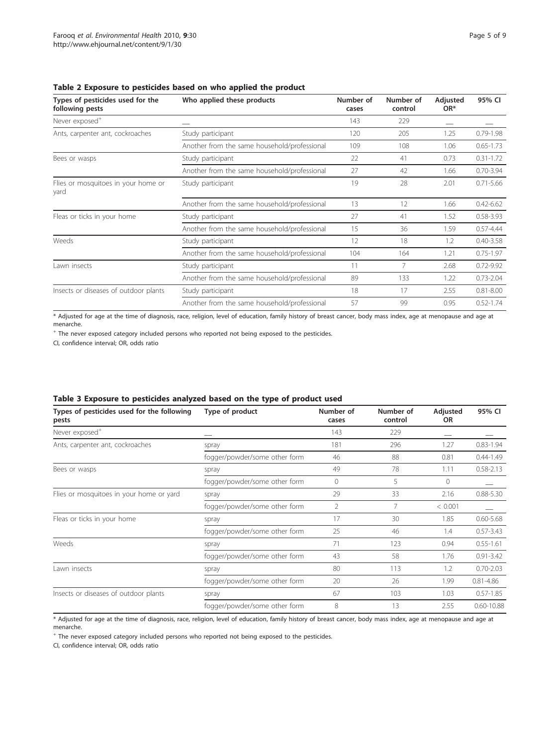**Table 2 Exposure to pesticides based on who applied the product**

| Types of pesticides used for the following pests | Who applied these products | Number of cases | Number of control | Adjusted OR* | 95% CI |
|---|---|---|---|---|---|
| Never exposed+ | __ | 143 | 229 | __ | __ |
| Ants, carpenter ant, cockroaches | Study participant | 120 | 205 | 1.25 | 0.79-1.98 |
| | Another from the same household/professional | 109 | 108 | 1.06 | 0.65-1.73 |
| Bees or wasps | Study participant | 22 | 41 | 0.73 | 0.31-1.72 |
| | Another from the same household/professional | 27 | 42 | 1.66 | 0.70-3.94 |
| Flies or mosquitoes in your home or yard | Study participant | 19 | 28 | 2.01 | 0.71-5.66 |
| | Another from the same household/professional | 13 | 12 | 1.66 | 0.42-6.62 |
| Fleas or ticks in your home | Study participant | 27 | 41 | 1.52 | 0.58-3.93 |
| | Another from the same household/professional | 15 | 36 | 1.59 | 0.57-4.44 |
| Weeds | Study participant | 12 | 18 | 1.2 | 0.40-3.58 |
| | Another from the same household/professional | 104 | 164 | 1.21 | 0.75-1.97 |
| Lawn insects | Study participant | 11 | 7 | 2.68 | 0.72-9.92 |
| | Another from the same household/professional | 89 | 133 | 1.22 | 0.73-2.04 |
| Insects or diseases of outdoor plants | Study participant | 18 | 17 | 2.55 | 0.81-8.00 |
| | Another from the same household/professional | 57 | 99 | 0.95 | 0.52-1.74 |

\* Adjusted for age at the time of diagnosis, race, religion, level of education, family history of breast cancer, body mass index, age at menopause and age at menarche.

+ The never exposed category included persons who reported not being exposed to the pesticides.

CI, confidence interval; OR, odds ratio

**Table 3 Exposure to pesticides analyzed based on the type of product used**

| Types of pesticides used for the following pests | Type of product | Number of cases | Number of control | Adjusted OR | 95% CI |
|---|---|---|---|---|---|
| Never exposed+ | __ | 143 | 229 | __ | __ |
| Ants, carpenter ant, cockroaches | spray | 181 | 296 | 1.27 | 0.83-1.94 |
| | fogger/powder/some other form | 46 | 88 | 0.81 | 0.44-1.49 |
| Bees or wasps | spray | 49 | 78 | 1.11 | 0.58-2.13 |
| | fogger/powder/some other form | 0 | 5 | 0 | __ |
| Flies or mosquitoes in your home or yard | spray | 29 | 33 | 2.16 | 0.88-5.30 |
| | fogger/powder/some other form | 2 | 7 | < 0.001 | __ |
| Fleas or ticks in your home | spray | 17 | 30 | 1.85 | 0.60-5.68 |
| | fogger/powder/some other form | 25 | 46 | 1.4 | 0.57-3.43 |
| Weeds | spray | 71 | 123 | 0.94 | 0.55-1.61 |
| | fogger/powder/some other form | 43 | 58 | 1.76 | 0.91-3.42 |
| Lawn insects | spray | 80 | 113 | 1.2 | 0.70-2.03 |
| | fogger/powder/some other form | 20 | 26 | 1.99 | 0.81-4.86 |
| Insects or diseases of outdoor plants | spray | 67 | 103 | 1.03 | 0.57-1.85 |
| | fogger/powder/some other form | 8 | 13 | 2.55 | 0.60-10.88 |

\* Adjusted for age at the time of diagnosis, race, religion, level of education, family history of breast cancer, body mass index, age at menopause and age at menarche.

+ The never exposed category included persons who reported not being exposed to the pesticides.

CI, confidence interval; OR, odds ratio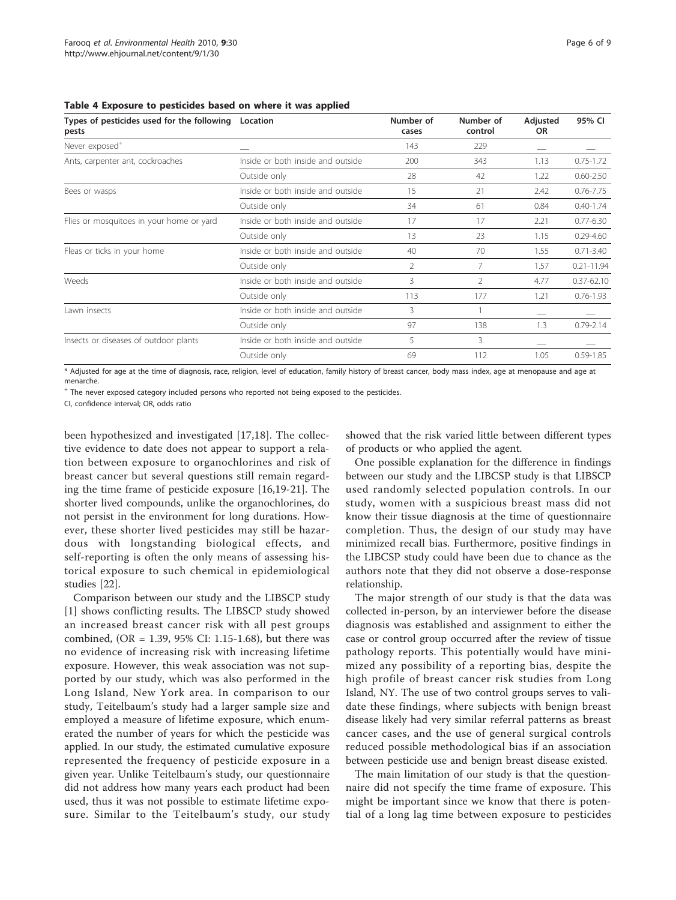**Table 4 Exposure to pesticides based on where it was applied**

| Types of pesticides used for the following pests | Location | Number of cases | Number of control | Adjusted OR | 95% CI |
|---|---|---|---|---|---|
| Never exposed+ | __ | 143 | 229 | __ | __ |
| Ants, carpenter ant, cockroaches | Inside or both inside and outside | 200 | 343 | 1.13 | 0.75-1.72 |
| | Outside only | 28 | 42 | 1.22 | 0.60-2.50 |
| Bees or wasps | Inside or both inside and outside | 15 | 21 | 2.42 | 0.76-7.75 |
| | Outside only | 34 | 61 | 0.84 | 0.40-1.74 |
| Flies or mosquitoes in your home or yard | Inside or both inside and outside | 17 | 17 | 2.21 | 0.77-6.30 |
| | Outside only | 13 | 23 | 1.15 | 0.29-4.60 |
| Fleas or ticks in your home | Inside or both inside and outside | 40 | 70 | 1.55 | 0.71-3.40 |
| | Outside only | 2 | 7 | 1.57 | 0.21-11.94 |
| Weeds | Inside or both inside and outside | 3 | 2 | 4.77 | 0.37-62.10 |
| | Outside only | 113 | 177 | 1.21 | 0.76-1.93 |
| Lawn insects | Inside or both inside and outside | 3 | 1 | __ | __ |
| | Outside only | 97 | 138 | 1.3 | 0.79-2.14 |
| Insects or diseases of outdoor plants | Inside or both inside and outside | 5 | 3 | __ | __ |
| | Outside only | 69 | 112 | 1.05 | 0.59-1.85 |

* Adjusted for age at the time of diagnosis, race, religion, level of education, family history of breast cancer, body mass index, age at menopause and age at menarche.

+ The never exposed category included persons who reported not being exposed to the pesticides.

CI, confidence interval; OR, odds ratio

been hypothesized and investigated [17,18]. The collective evidence to date does not appear to support a relation between exposure to organochlorines and risk of breast cancer but several questions still remain regarding the time frame of pesticide exposure [16,19-21]. The shorter lived compounds, unlike the organochlorines, do not persist in the environment for long durations. However, these shorter lived pesticides may still be hazardous with longstanding biological effects, and self-reporting is often the only means of assessing historical exposure to such chemical in epidemiological studies [22].

Comparison between our study and the LIBSCP study [1] shows conflicting results. The LIBSCP study showed an increased breast cancer risk with all pest groups combined, (OR = 1.39, 95% CI: 1.15-1.68), but there was no evidence of increasing risk with increasing lifetime exposure. However, this weak association was not supported by our study, which was also performed in the Long Island, New York area. In comparison to our study, Teitelbaum's study had a larger sample size and employed a measure of lifetime exposure, which enumerated the number of years for which the pesticide was applied. In our study, the estimated cumulative exposure represented the frequency of pesticide exposure in a given year. Unlike Teitelbaum's study, our questionnaire did not address how many years each product had been used, thus it was not possible to estimate lifetime exposure. Similar to the Teitelbaum's study, our study showed that the risk varied little between different types of products or who applied the agent.

One possible explanation for the difference in findings between our study and the LIBCSP study is that LIBCSP used randomly selected population controls. In our study, women with a suspicious breast mass did not know their tissue diagnosis at the time of questionnaire completion. Thus, the design of our study may have minimized recall bias. Furthermore, positive findings in the LIBCSP study could have been due to chance as the authors note that they did not observe a dose-response relationship.

The major strength of our study is that the data was collected in-person, by an interviewer before the disease diagnosis was established and assignment to either the case or control group occurred after the review of tissue pathology reports. This potentially would have minimized any possibility of a reporting bias, despite the high profile of breast cancer risk studies from Long Island, NY. The use of two control groups serves to validate these findings, where subjects with benign breast disease likely had very similar referral patterns as breast cancer cases, and the use of general surgical controls reduced possible methodological bias if an association between pesticide use and benign breast disease existed.

The main limitation of our study is that the questionnaire did not specify the time frame of exposure. This might be important since we know that there is potential of a long lag time between exposure to pesticides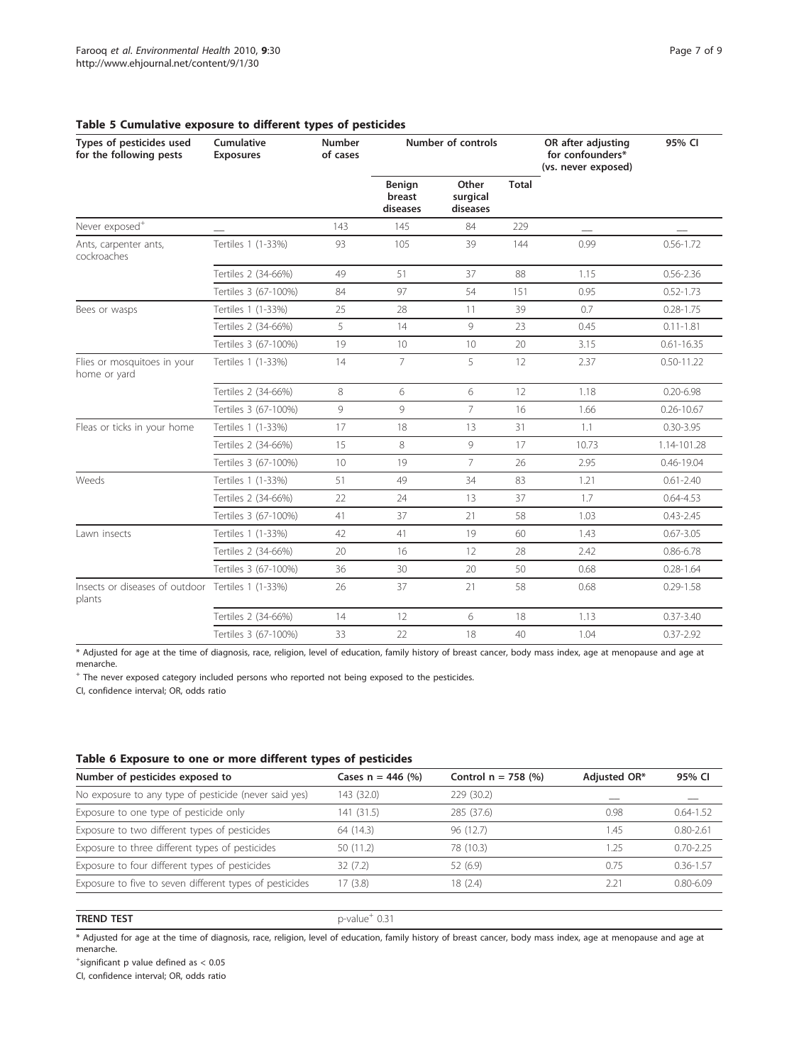**Table 5 Cumulative exposure to different types of pesticides**

| Types of pesticides used for the following pests | Cumulative Exposures | Number of cases | Number of controls | | | OR after adjusting for confounders* (vs. never exposed) | 95% CI |
|---|---|---|---|---|---|---|---|
| | | | Benign breast diseases | Other surgical diseases | Total | | |
| Never exposed+ | __ | 143 | 145 | 84 | 229 | __ | __ |
| Ants, carpenter ants, cockroaches | Tertiles 1 (1-33%) | 93 | 105 | 39 | 144 | 0.99 | 0.56-1.72 |
| | Tertiles 2 (34-66%) | 49 | 51 | 37 | 88 | 1.15 | 0.56-2.36 |
| | Tertiles 3 (67-100%) | 84 | 97 | 54 | 151 | 0.95 | 0.52-1.73 |
| Bees or wasps | Tertiles 1 (1-33%) | 25 | 28 | 11 | 39 | 0.7 | 0.28-1.75 |
| | Tertiles 2 (34-66%) | 5 | 14 | 9 | 23 | 0.45 | 0.11-1.81 |
| | Tertiles 3 (67-100%) | 19 | 10 | 10 | 20 | 3.15 | 0.61-16.35 |
| Flies or mosquitoes in your home or yard | Tertiles 1 (1-33%) | 14 | 7 | 5 | 12 | 2.37 | 0.50-11.22 |
| | Tertiles 2 (34-66%) | 8 | 6 | 6 | 12 | 1.18 | 0.20-6.98 |
| | Tertiles 3 (67-100%) | 9 | 9 | 7 | 16 | 1.66 | 0.26-10.67 |
| Fleas or ticks in your home | Tertiles 1 (1-33%) | 17 | 18 | 13 | 31 | 1.1 | 0.30-3.95 |
| | Tertiles 2 (34-66%) | 15 | 8 | 9 | 17 | 10.73 | 1.14-101.28 |
| | Tertiles 3 (67-100%) | 10 | 19 | 7 | 26 | 2.95 | 0.46-19.04 |
| Weeds | Tertiles 1 (1-33%) | 51 | 49 | 34 | 83 | 1.21 | 0.61-2.40 |
| | Tertiles 2 (34-66%) | 22 | 24 | 13 | 37 | 1.7 | 0.64-4.53 |
| | Tertiles 3 (67-100%) | 41 | 37 | 21 | 58 | 1.03 | 0.43-2.45 |
| Lawn insects | Tertiles 1 (1-33%) | 42 | 41 | 19 | 60 | 1.43 | 0.67-3.05 |
| | Tertiles 2 (34-66%) | 20 | 16 | 12 | 28 | 2.42 | 0.86-6.78 |
| | Tertiles 3 (67-100%) | 36 | 30 | 20 | 50 | 0.68 | 0.28-1.64 |
| Insects or diseases of outdoor plants | Tertiles 1 (1-33%) | 26 | 37 | 21 | 58 | 0.68 | 0.29-1.58 |
| | Tertiles 2 (34-66%) | 14 | 12 | 6 | 18 | 1.13 | 0.37-3.40 |
| | Tertiles 3 (67-100%) | 33 | 22 | 18 | 40 | 1.04 | 0.37-2.92 |

\* Adjusted for age at the time of diagnosis, race, religion, level of education, family history of breast cancer, body mass index, age at menopause and age at menarche.

+ The never exposed category included persons who reported not being exposed to the pesticides.

CI, confidence interval; OR, odds ratio

**Table 6 Exposure to one or more different types of pesticides**

| Number of pesticides exposed to | Cases n = 446 (%) | Control n = 758 (%) | Adjusted OR* | 95% CI |
|---|---|---|---|---|
| No exposure to any type of pesticide (never said yes) | 143 (32.0) | 229 (30.2) | __ | __ |
| Exposure to one type of pesticide only | 141 (31.5) | 285 (37.6) | 0.98 | 0.64-1.52 |
| Exposure to two different types of pesticides | 64 (14.3) | 96 (12.7) | 1.45 | 0.80-2.61 |
| Exposure to three different types of pesticides | 50 (11.2) | 78 (10.3) | 1.25 | 0.70-2.25 |
| Exposure to four different types of pesticides | 32 (7.2) | 52 (6.9) | 0.75 | 0.36-1.57 |
| Exposure to five to seven different types of pesticides | 17 (3.8) | 18 (2.4) | 2.21 | 0.80-6.09 |
| **TREND TEST** | p-value+ 0.31 | | | |

\* Adjusted for age at the time of diagnosis, race, religion, level of education, family history of breast cancer, body mass index, age at menopause and age at menarche.

+significant p value defined as $< 0.05$

CI, confidence interval; OR, odds ratio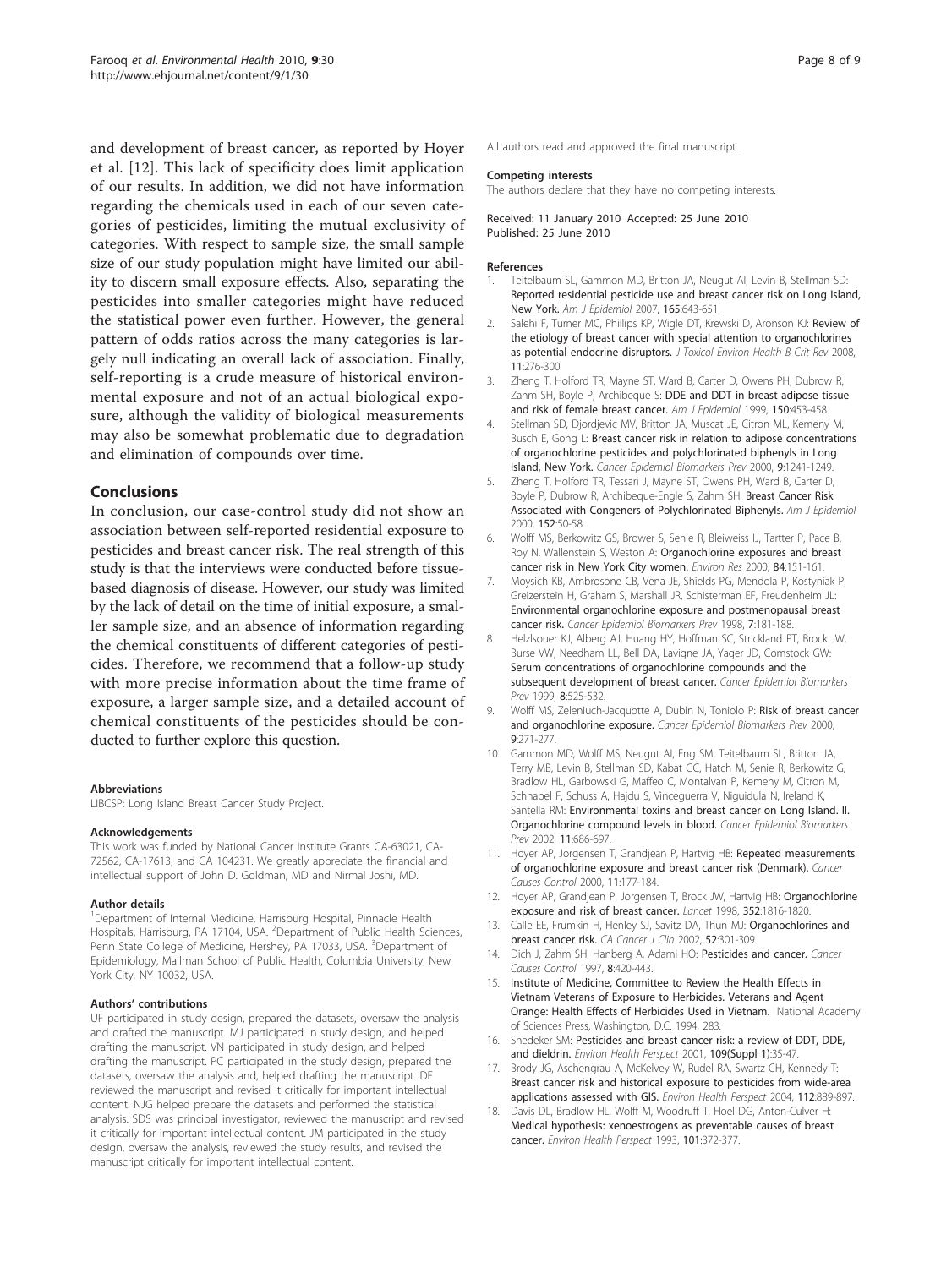and development of breast cancer, as reported by Hoyer et al. [12]. This lack of specificity does limit application of our results. In addition, we did not have information regarding the chemicals used in each of our seven categories of pesticides, limiting the mutual exclusivity of categories. With respect to sample size, the small sample size of our study population might have limited our ability to discern small exposure effects. Also, separating the pesticides into smaller categories might have reduced the statistical power even further. However, the general pattern of odds ratios across the many categories is largely null indicating an overall lack of association. Finally, self-reporting is a crude measure of historical environmental exposure and not of an actual biological exposure, although the validity of biological measurements may also be somewhat problematic due to degradation and elimination of compounds over time.

## Conclusions

In conclusion, our case-control study did not show an association between self-reported residential exposure to pesticides and breast cancer risk. The real strength of this study is that the interviews were conducted before tissue-based diagnosis of disease. However, our study was limited by the lack of detail on the time of initial exposure, a smaller sample size, and an absence of information regarding the chemical constituents of different categories of pesticides. Therefore, we recommend that a follow-up study with more precise information about the time frame of exposure, a larger sample size, and a detailed account of chemical constituents of the pesticides should be conducted to further explore this question.

#### Abbreviations

LIBCSP: Long Island Breast Cancer Study Project.

#### Acknowledgements

This work was funded by National Cancer Institute Grants CA-63021, CA-72562, CA-17613, and CA 104231. We greatly appreciate the financial and intellectual support of John D. Goldman, MD and Nirmal Joshi, MD.

#### Author details

[1]Department of Internal Medicine, Harrisburg Hospital, Pinnacle Health Hospitals, Harrisburg, PA 17104, USA. [2]Department of Public Health Sciences, Penn State College of Medicine, Hershey, PA 17033, USA. [3]Department of Epidemiology, Mailman School of Public Health, Columbia University, New York City, NY 10032, USA.

#### Authors' contributions

UF participated in study design, prepared the datasets, oversaw the analysis and drafted the manuscript. MJ participated in study design, and helped drafting the manuscript. VN participated in study design, and helped drafting the manuscript. PC participated in the study design, prepared the datasets, oversaw the analysis and, helped drafting the manuscript. DF reviewed the manuscript and revised it critically for important intellectual content. NJG helped prepare the datasets and performed the statistical analysis. SDS was principal investigator, reviewed the manuscript and revised it critically for important intellectual content. JM participated in the study design, oversaw the analysis, reviewed the study results, and revised the manuscript critically for important intellectual content.

All authors read and approved the final manuscript.

#### Competing interests

The authors declare that they have no competing interests.

Received: 11 January 2010 Accepted: 25 June 2010
Published: 25 June 2010

#### References

1. Teitelbaum SL, Gammon MD, Britton JA, Neugut AI, Levin B, Stellman SD: **Reported residential pesticide use and breast cancer risk on Long Island, New York.** *Am J Epidemiol* 2007, **165**:643-651.
2. Salehi F, Turner MC, Phillips KP, Wigle DT, Krewski D, Aronson KJ: **Review of the etiology of breast cancer with special attention to organochlorines as potential endocrine disruptors.** *J Toxicol Environ Health B Crit Rev* 2008, **11**:276-300.
3. Zheng T, Holford TR, Mayne ST, Ward B, Carter D, Owens PH, Dubrow R, Zahm SH, Boyle P, Archibeque S: **DDE and DDT in breast adipose tissue and risk of female breast cancer.** *Am J Epidemiol* 1999, **150**:453-458.
4. Stellman SD, Djordjevic MV, Britton JA, Muscat JE, Citron ML, Kemeny M, Busch E, Gong L: **Breast cancer risk in relation to adipose concentrations of organochlorine pesticides and polychlorinated biphenyls in Long Island, New York.** *Cancer Epidemiol Biomarkers Prev* 2000, **9**:1241-1249.
5. Zheng T, Holford TR, Tessari J, Mayne ST, Owens PH, Ward B, Carter D, Boyle P, Dubrow R, Archibeque-Engle S, Zahm SH: **Breast Cancer Risk Associated with Congeners of Polychlorinated Biphenyls.** *Am J Epidemiol* 2000, **152**:50-58.
6. Wolff MS, Berkowitz GS, Brower S, Senie R, Bleiweiss IJ, Tartter P, Pace B, Roy N, Wallenstein S, Weston A: **Organochlorine exposures and breast cancer risk in New York City women.** *Environ Res* 2000, **84**:151-161.
7. Moysich KB, Ambrosone CB, Vena JE, Shields PG, Mendola P, Kostyniak P, Greizerstein H, Graham S, Marshall JR, Schisterman EF, Freudenheim JL: **Environmental organochlorine exposure and postmenopausal breast cancer risk.** *Cancer Epidemiol Biomarkers Prev* 1998, **7**:181-188.
8. Helzlsouer KJ, Alberg AJ, Huang HY, Hoffman SC, Strickland PT, Brock JW, Burse VW, Needham LL, Bell DA, Lavigne JA, Yager JD, Comstock GW: **Serum concentrations of organochlorine compounds and the subsequent development of breast cancer.** *Cancer Epidemiol Biomarkers Prev* 1999, **8**:525-532.
9. Wolff MS, Zeleniuch-Jacquotte A, Dubin N, Toniolo P: **Risk of breast cancer and organochlorine exposure.** *Cancer Epidemiol Biomarkers Prev* 2000, **9**:271-277.
10. Gammon MD, Wolff MS, Neugut AI, Eng SM, Teitelbaum SL, Britton JA, Terry MB, Levin B, Stellman SD, Kabat GC, Hatch M, Senie R, Berkowitz G, Bradlow HL, Garbowski G, Maffeo C, Montalvan P, Kemeny M, Citron M, Schnabel F, Schuss A, Hajdu S, Vinceguerra V, Niguidula N, Ireland K, Santella RM: **Environmental toxins and breast cancer on Long Island. II. Organochlorine compound levels in blood.** *Cancer Epidemiol Biomarkers Prev* 2002, **11**:686-697.
11. Hoyer AP, Jorgensen T, Grandjean P, Hartvig HB: **Repeated measurements of organochlorine exposure and breast cancer risk (Denmark).** *Cancer Causes Control* 2000, **11**:177-184.
12. Hoyer AP, Grandjean P, Jorgensen T, Brock JW, Hartvig HB: **Organochlorine exposure and risk of breast cancer.** *Lancet* 1998, **352**:1816-1820.
13. Calle EE, Frumkin H, Henley SJ, Savitz DA, Thun MJ: **Organochlorines and breast cancer risk.** *CA Cancer J Clin* 2002, **52**:301-309.
14. Dich J, Zahm SH, Hanberg A, Adami HO: **Pesticides and cancer.** *Cancer Causes Control* 1997, **8**:420-443.
15. Institute of Medicine, Committee to Review the Health Effects in Vietnam Veterans of Exposure to Herbicides. **Veterans and Agent Orange: Health Effects of Herbicides Used in Vietnam.** National Academy of Sciences Press, Washington, D.C. 1994, 283.
16. Snedeker SM: **Pesticides and breast cancer risk: a review of DDT, DDE, and dieldrin.** *Environ Health Perspect* 2001, **109(Suppl 1)**:35-47.
17. Brody JG, Aschengrau A, McKelvey W, Rudel RA, Swartz CH, Kennedy T: **Breast cancer risk and historical exposure to pesticides from wide-area applications assessed with GIS.** *Environ Health Perspect* 2004, **112**:889-897.
18. Davis DL, Bradlow HL, Wolff M, Woodruff T, Hoel DG, Anton-Culver H: **Medical hypothesis: xenoestrogens as preventable causes of breast cancer.** *Environ Health Perspect* 1993, **101**:372-377.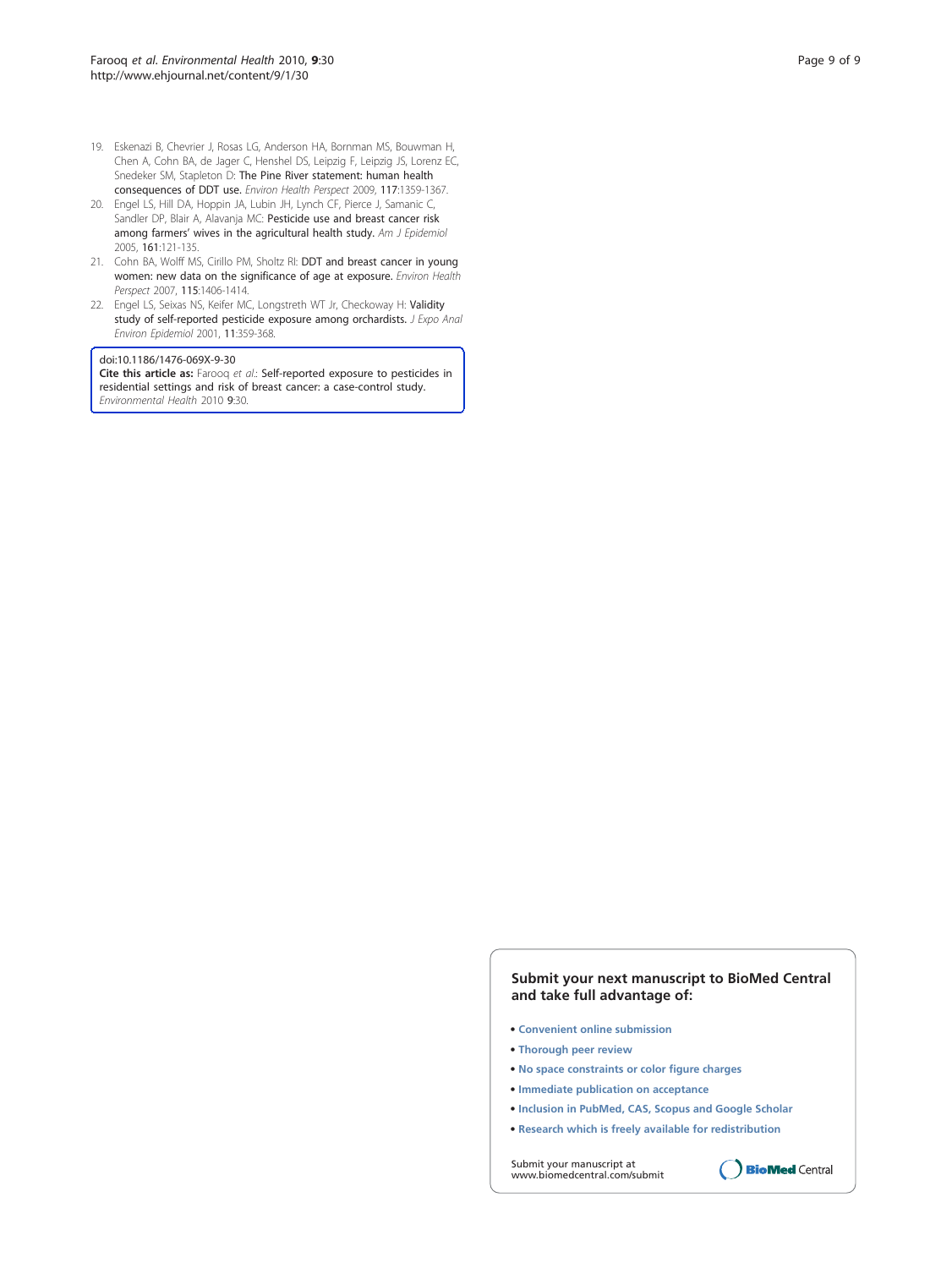19. Eskenazi B, Chevrier J, Rosas LG, Anderson HA, Bornman MS, Bouwman H, Chen A, Cohn BA, de Jager C, Henshel DS, Leipzig F, Leipzig JS, Lorenz EC, Snedeker SM, Stapleton D: **The Pine River statement: human health consequences of DDT use.** *Environ Health Perspect* 2009, **117**:1359-1367.
20. Engel LS, Hill DA, Hoppin JA, Lubin JH, Lynch CF, Pierce J, Samanic C, Sandler DP, Blair A, Alavanja MC: **Pesticide use and breast cancer risk among farmers' wives in the agricultural health study.** *Am J Epidemiol* 2005, **161**:121-135.
21. Cohn BA, Wolff MS, Cirillo PM, Sholtz RI: **DDT and breast cancer in young women: new data on the significance of age at exposure.** *Environ Health Perspect* 2007, **115**:1406-1414.
22. Engel LS, Seixas NS, Keifer MC, Longstreth WT Jr, Checkoway H: **Validity study of self-reported pesticide exposure among orchardists.** *J Expo Anal Environ Epidemiol* 2001, **11**:359-368.

doi:10.1186/1476-069X-9-30

**Cite this article as:** Farooq *et al.*: Self-reported exposure to pesticides in residential settings and risk of breast cancer: a case-control study. *Environmental Health* 2010 **9**:30.

**Submit your next manuscript to BioMed Central and take full advantage of:**

- Convenient online submission
- Thorough peer review
- No space constraints or color figure charges
- Immediate publication on acceptance
- Inclusion in PubMed, CAS, Scopus and Google Scholar
- Research which is freely available for redistribution

Submit your manuscript at www.biomedcentral.com/submit

BioMed Central